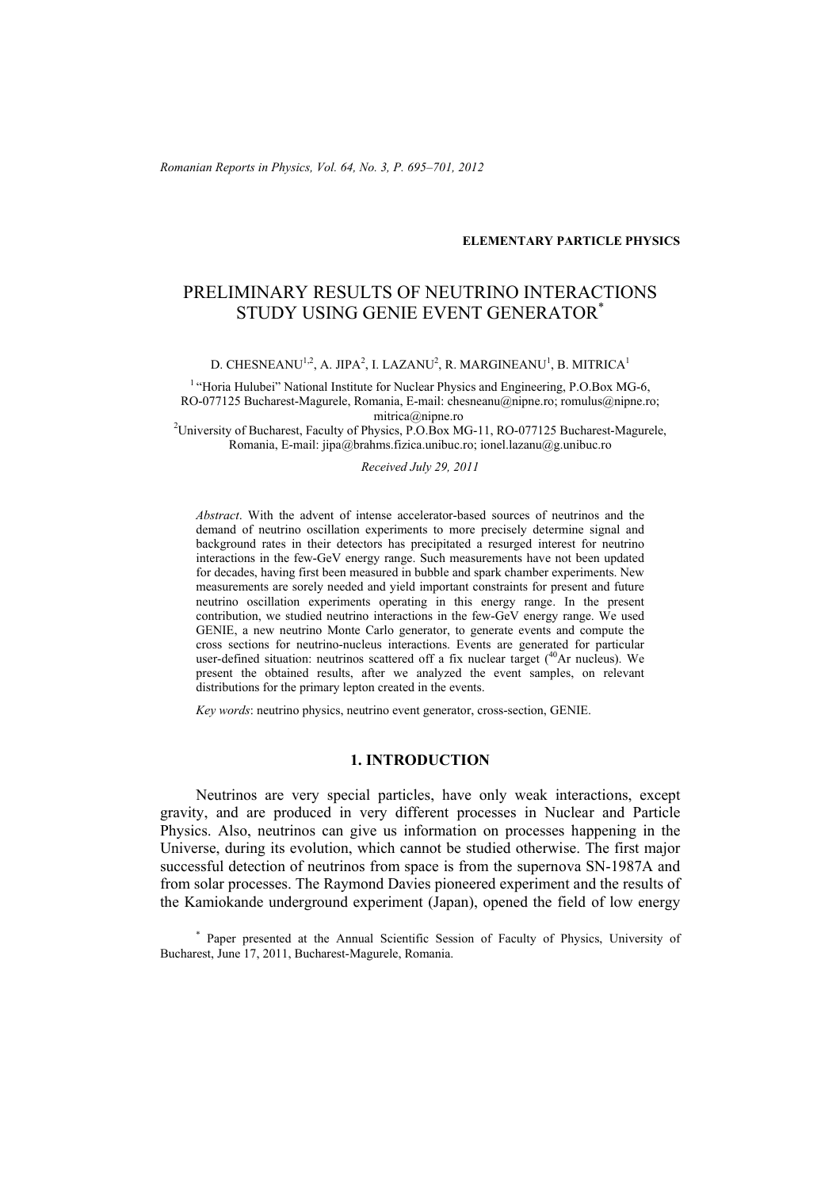ELEMENTARY PARTICLE PHYSICS

# PRELIMINARY RESULTS OF NEUTRINO INTERACTIONS STUDY USING GENIE EVENT GENERATOR*

D. CHESNEANU[1,2], A. JIPA[2], I. LAZANU[2], R. MARGINEANU[1], B. MITRICA[1]

[1] "Horia Hulubei" National Institute for Nuclear Physics and Engineering, P.O.Box MG-6, RO-077125 Bucharest-Magurele, Romania, E-mail: chesneanu@nipne.ro; romulus@nipne.ro; mitrica@nipne.ro

[2] University of Bucharest, Faculty of Physics, P.O.Box MG-11, RO-077125 Bucharest-Magurele, Romania, E-mail: jipa@brahms.fizica.unibuc.ro; ionel.lazanu@g.unibuc.ro

*Received July 29, 2011*

*Abstract*. With the advent of intense accelerator-based sources of neutrinos and the demand of neutrino oscillation experiments to more precisely determine signal and background rates in their detectors has precipitated a resurged interest for neutrino interactions in the few-GeV energy range. Such measurements have not been updated for decades, having first been measured in bubble and spark chamber experiments. New measurements are sorely needed and yield important constraints for present and future neutrino oscillation experiments operating in this energy range. In the present contribution, we studied neutrino interactions in the few-GeV energy range. We used GENIE, a new neutrino Monte Carlo generator, to generate events and compute the cross sections for neutrino-nucleus interactions. Events are generated for particular user-defined situation: neutrinos scattered off a fix nuclear target ($^{40}$Ar nucleus). We present the obtained results, after we analyzed the event samples, on relevant distributions for the primary lepton created in the events.

*Key words*: neutrino physics, neutrino event generator, cross-section, GENIE.

## 1. INTRODUCTION

Neutrinos are very special particles, have only weak interactions, except gravity, and are produced in very different processes in Nuclear and Particle Physics. Also, neutrinos can give us information on processes happening in the Universe, during its evolution, which cannot be studied otherwise. The first major successful detection of neutrinos from space is from the supernova SN-1987A and from solar processes. The Raymond Davies pioneered experiment and the results of the Kamiokande underground experiment (Japan), opened the field of low energy

* Paper presented at the Annual Scientific Session of Faculty of Physics, University of Bucharest, June 17, 2011, Bucharest-Magurele, Romania.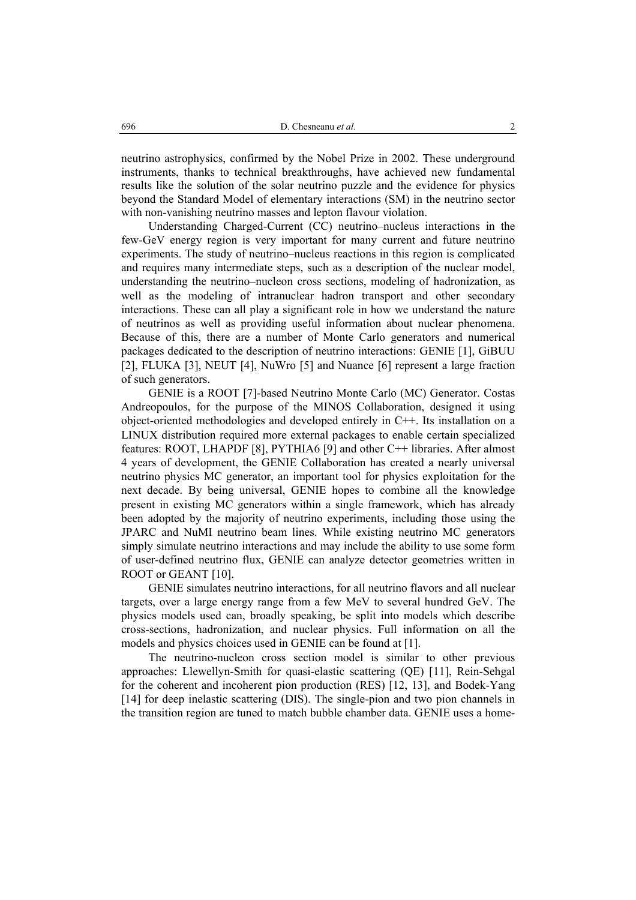neutrino astrophysics, confirmed by the Nobel Prize in 2002. These underground instruments, thanks to technical breakthroughs, have achieved new fundamental results like the solution of the solar neutrino puzzle and the evidence for physics beyond the Standard Model of elementary interactions (SM) in the neutrino sector with non-vanishing neutrino masses and lepton flavour violation.

Understanding Charged-Current (CC) neutrino–nucleus interactions in the few-GeV energy region is very important for many current and future neutrino experiments. The study of neutrino–nucleus reactions in this region is complicated and requires many intermediate steps, such as a description of the nuclear model, understanding the neutrino–nucleon cross sections, modeling of hadronization, as well as the modeling of intranuclear hadron transport and other secondary interactions. These can all play a significant role in how we understand the nature of neutrinos as well as providing useful information about nuclear phenomena. Because of this, there are a number of Monte Carlo generators and numerical packages dedicated to the description of neutrino interactions: GENIE [1], GiBUU [2], FLUKA [3], NEUT [4], NuWro [5] and Nuance [6] represent a large fraction of such generators.

GENIE is a ROOT [7]-based Neutrino Monte Carlo (MC) Generator. Costas Andreopoulos, for the purpose of the MINOS Collaboration, designed it using object-oriented methodologies and developed entirely in C++. Its installation on a LINUX distribution required more external packages to enable certain specialized features: ROOT, LHAPDF [8], PYTHIA6 [9] and other C++ libraries. After almost 4 years of development, the GENIE Collaboration has created a nearly universal neutrino physics MC generator, an important tool for physics exploitation for the next decade. By being universal, GENIE hopes to combine all the knowledge present in existing MC generators within a single framework, which has already been adopted by the majority of neutrino experiments, including those using the JPARC and NuMI neutrino beam lines. While existing neutrino MC generators simply simulate neutrino interactions and may include the ability to use some form of user-defined neutrino flux, GENIE can analyze detector geometries written in ROOT or GEANT [10].

GENIE simulates neutrino interactions, for all neutrino flavors and all nuclear targets, over a large energy range from a few MeV to several hundred GeV. The physics models used can, broadly speaking, be split into models which describe cross-sections, hadronization, and nuclear physics. Full information on all the models and physics choices used in GENIE can be found at [1].

The neutrino-nucleon cross section model is similar to other previous approaches: Llewellyn-Smith for quasi-elastic scattering (QE) [11], Rein-Sehgal for the coherent and incoherent pion production (RES) [12, 13], and Bodek-Yang [14] for deep inelastic scattering (DIS). The single-pion and two pion channels in the transition region are tuned to match bubble chamber data. GENIE uses a home-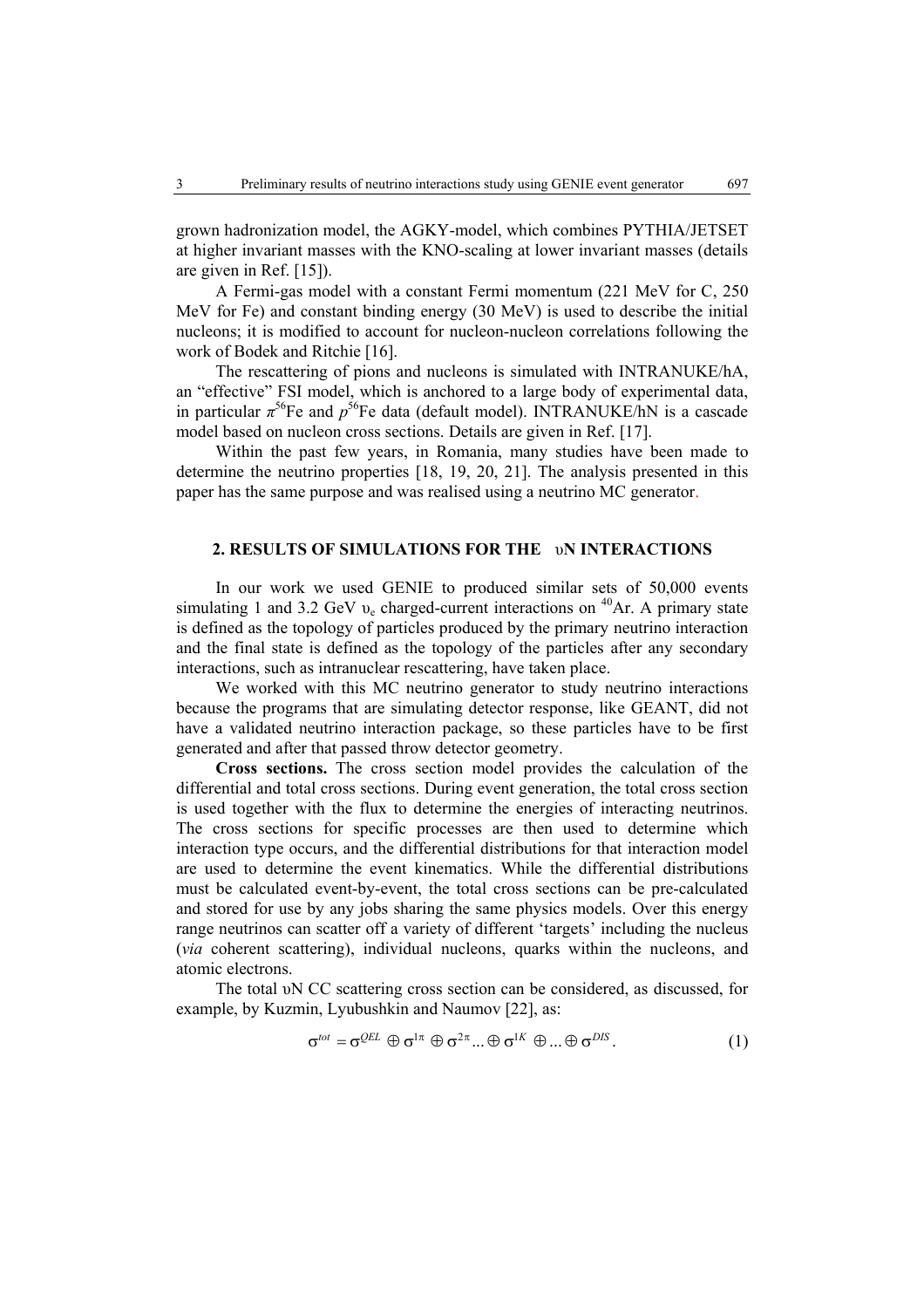grown hadronization model, the AGKY-model, which combines PYTHIA/JETSET at higher invariant masses with the KNO-scaling at lower invariant masses (details are given in Ref. [15]).

A Fermi-gas model with a constant Fermi momentum (221 MeV for C, 250 MeV for Fe) and constant binding energy (30 MeV) is used to describe the initial nucleons; it is modified to account for nucleon-nucleon correlations following the work of Bodek and Ritchie [16].

The rescattering of pions and nucleons is simulated with INTRANUKE/hA, an "effective" FSI model, which is anchored to a large body of experimental data, in particular $\pi^{56}$Fe and $p^{56}$Fe data (default model). INTRANUKE/hN is a cascade model based on nucleon cross sections. Details are given in Ref. [17].

Within the past few years, in Romania, many studies have been made to determine the neutrino properties [18, 19, 20, 21]. The analysis presented in this paper has the same purpose and was realised using a neutrino MC generator.

## 2. RESULTS OF SIMULATIONS FOR THE $\upsilon$N INTERACTIONS

In our work we used GENIE to produced similar sets of 50,000 events simulating 1 and 3.2 GeV $\upsilon_e$ charged-current interactions on $^{40}$Ar. A primary state is defined as the topology of particles produced by the primary neutrino interaction and the final state is defined as the topology of the particles after any secondary interactions, such as intranuclear rescattering, have taken place.

We worked with this MC neutrino generator to study neutrino interactions because the programs that are simulating detector response, like GEANT, did not have a validated neutrino interaction package, so these particles have to be first generated and after that passed throw detector geometry.

**Cross sections.** The cross section model provides the calculation of the differential and total cross sections. During event generation, the total cross section is used together with the flux to determine the energies of interacting neutrinos. The cross sections for specific processes are then used to determine which interaction type occurs, and the differential distributions for that interaction model are used to determine the event kinematics. While the differential distributions must be calculated event-by-event, the total cross sections can be pre-calculated and stored for use by any jobs sharing the same physics models. Over this energy range neutrinos can scatter off a variety of different 'targets' including the nucleus (*via* coherent scattering), individual nucleons, quarks within the nucleons, and atomic electrons.

The total $\upsilon$N CC scattering cross section can be considered, as discussed, for example, by Kuzmin, Lyubushkin and Naumov [22], as:

$$\sigma^{tot} = \sigma^{QEL} \oplus \sigma^{1\pi} \oplus \sigma^{2\pi} \ldots \oplus \sigma^{1K} \oplus \ldots \oplus \sigma^{DIS}. \tag{1}$$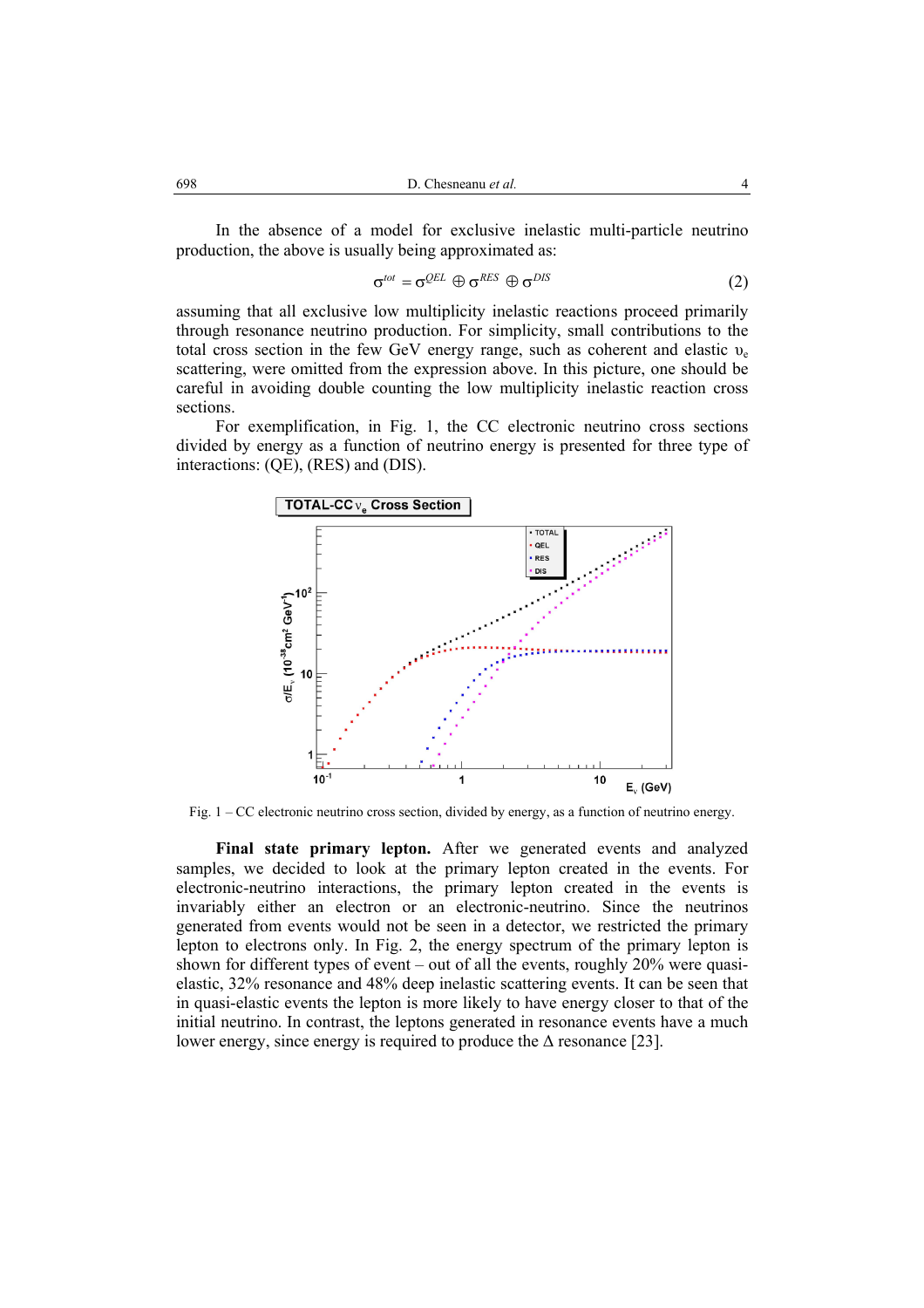In the absence of a model for exclusive inelastic multi-particle neutrino production, the above is usually being approximated as:

$$\sigma^{tot} = \sigma^{QEL} \oplus \sigma^{RES} \oplus \sigma^{DIS} \tag{2}$$

assuming that all exclusive low multiplicity inelastic reactions proceed primarily through resonance neutrino production. For simplicity, small contributions to the total cross section in the few GeV energy range, such as coherent and elastic $\upsilon_e$ scattering, were omitted from the expression above. In this picture, one should be careful in avoiding double counting the low multiplicity inelastic reaction cross sections.

For exemplification, in Fig. 1, the CC electronic neutrino cross sections divided by energy as a function of neutrino energy is presented for three type of interactions: (QE), (RES) and (DIS).

Fig. 1 – CC electronic neutrino cross section, divided by energy, as a function of neutrino energy.

**Final state primary lepton.** After we generated events and analyzed samples, we decided to look at the primary lepton created in the events. For electronic-neutrino interactions, the primary lepton created in the events is invariably either an electron or an electronic-neutrino. Since the neutrinos generated from events would not be seen in a detector, we restricted the primary lepton to electrons only. In Fig. 2, the energy spectrum of the primary lepton is shown for different types of event – out of all the events, roughly 20% were quasi-elastic, 32% resonance and 48% deep inelastic scattering events. It can be seen that in quasi-elastic events the lepton is more likely to have energy closer to that of the initial neutrino. In contrast, the leptons generated in resonance events have a much lower energy, since energy is required to produce the Δ resonance [23].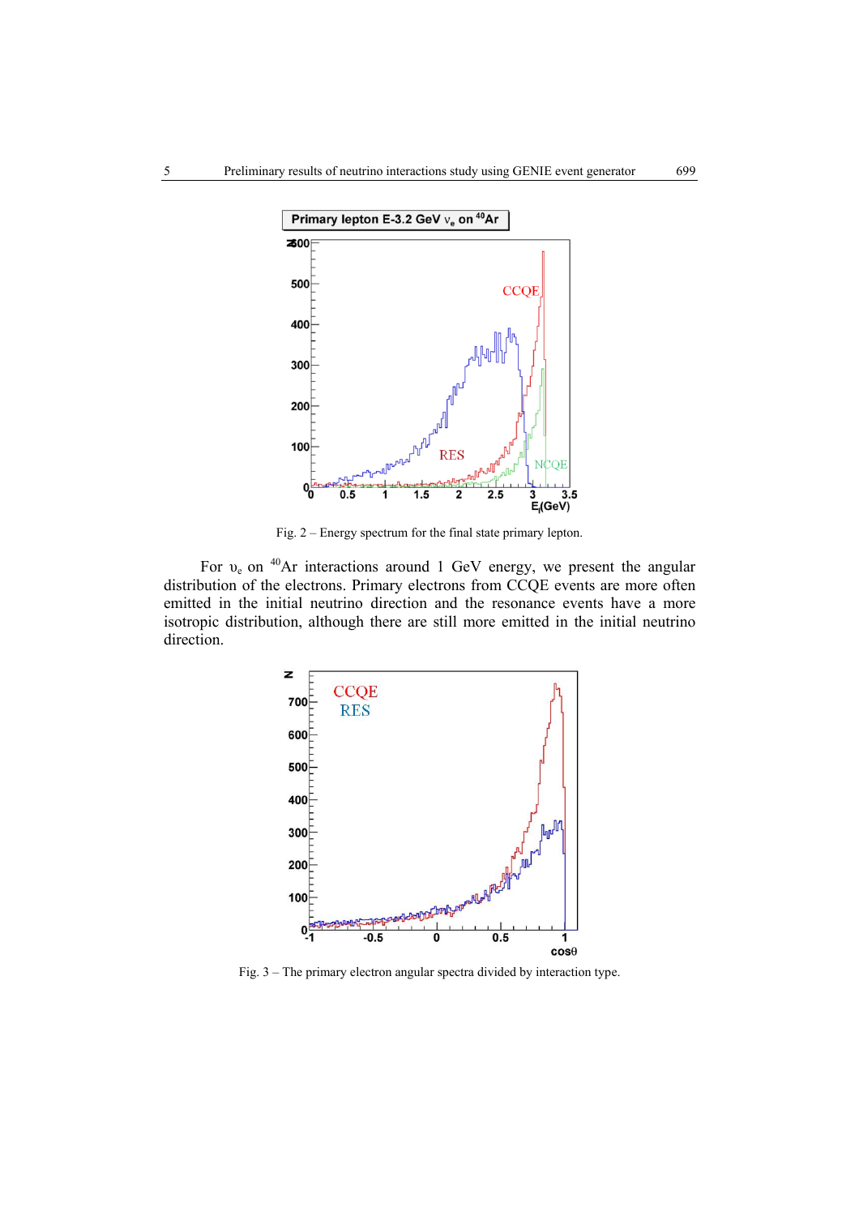Primary lepton E-3.2 GeV $\nu_e$ on $^{40}$Ar

N

600

500

400

300

200

100

0

0 0.5 1 1.5 2 2.5 3 3.5

$E_l$(GeV)

CCQE

RES

NCQE

Fig. 2 – Energy spectrum for the final state primary lepton.

For $\upsilon_e$ on $^{40}$Ar interactions around 1 GeV energy, we present the angular distribution of the electrons. Primary electrons from CCQE events are more often emitted in the initial neutrino direction and the resonance events have a more isotropic distribution, although there are still more emitted in the initial neutrino direction.

N

700

600

500

400

300

200

100

0

-1 -0.5 0 0.5 1

cosθ

CCQE

RES

Fig. 3 – The primary electron angular spectra divided by interaction type.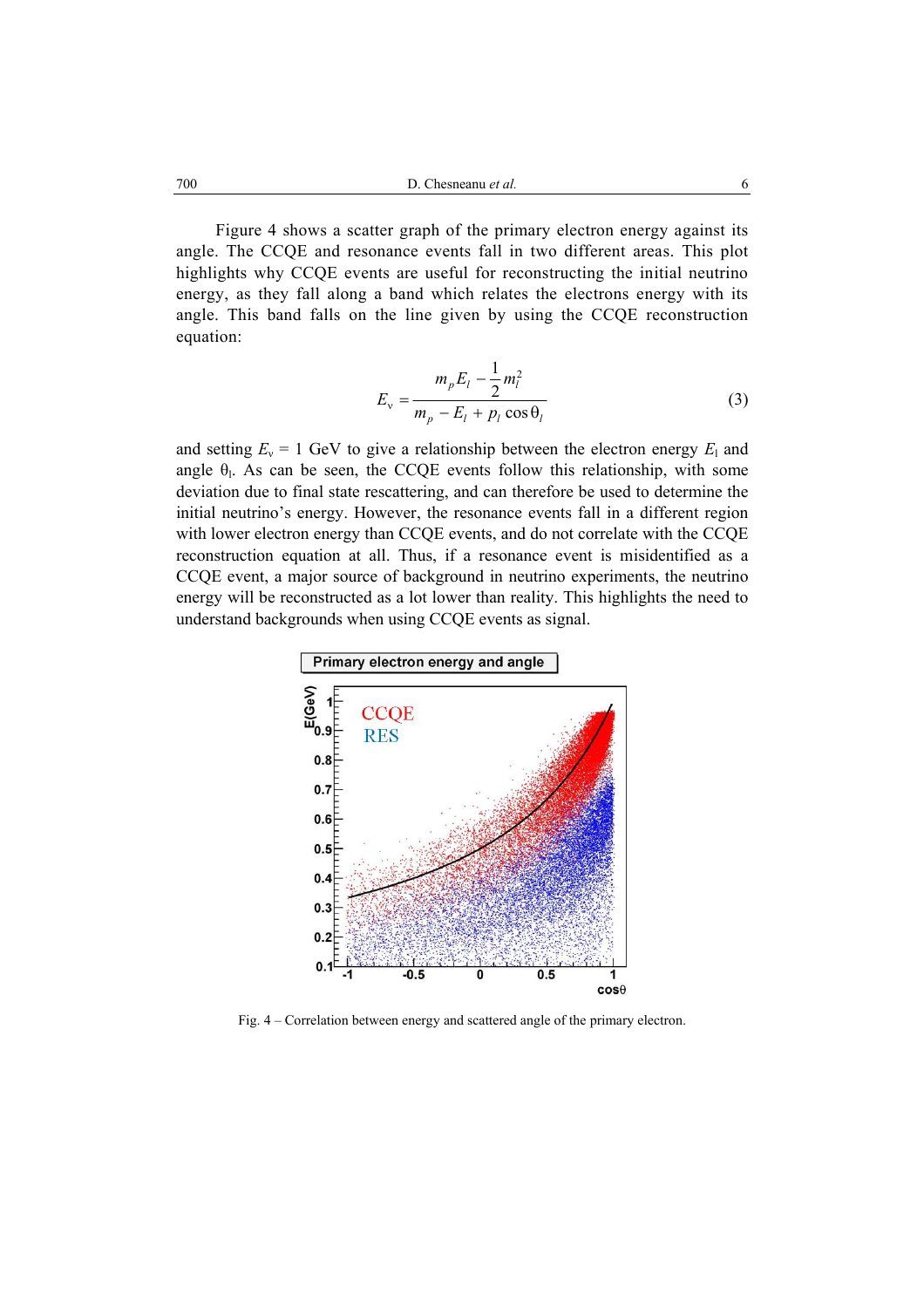Figure 4 shows a scatter graph of the primary electron energy against its angle. The CCQE and resonance events fall in two different areas. This plot highlights why CCQE events are useful for reconstructing the initial neutrino energy, as they fall along a band which relates the electrons energy with its angle. This band falls on the line given by using the CCQE reconstruction equation:

$$E_{\nu} = \frac{m_p E_l - \frac{1}{2} m_l^2}{m_p - E_l + p_l \cos\theta_l} \tag{3}$$

and setting $E_{\nu}$ = 1 GeV to give a relationship between the electron energy $E_l$ and angle $\theta_l$. As can be seen, the CCQE events follow this relationship, with some deviation due to final state rescattering, and can therefore be used to determine the initial neutrino's energy. However, the resonance events fall in a different region with lower electron energy than CCQE events, and do not correlate with the CCQE reconstruction equation at all. Thus, if a resonance event is misidentified as a CCQE event, a major source of background in neutrino experiments, the neutrino energy will be reconstructed as a lot lower than reality. This highlights the need to understand backgrounds when using CCQE events as signal.

Primary electron energy and angle

CCQE

RES

E(GeV)

0.1
0.2
0.3
0.4
0.5
0.6
0.7
0.8
0.9
1

-1
-0.5
0
0.5
1

cosθ

Fig. 4 – Correlation between energy and scattered angle of the primary electron.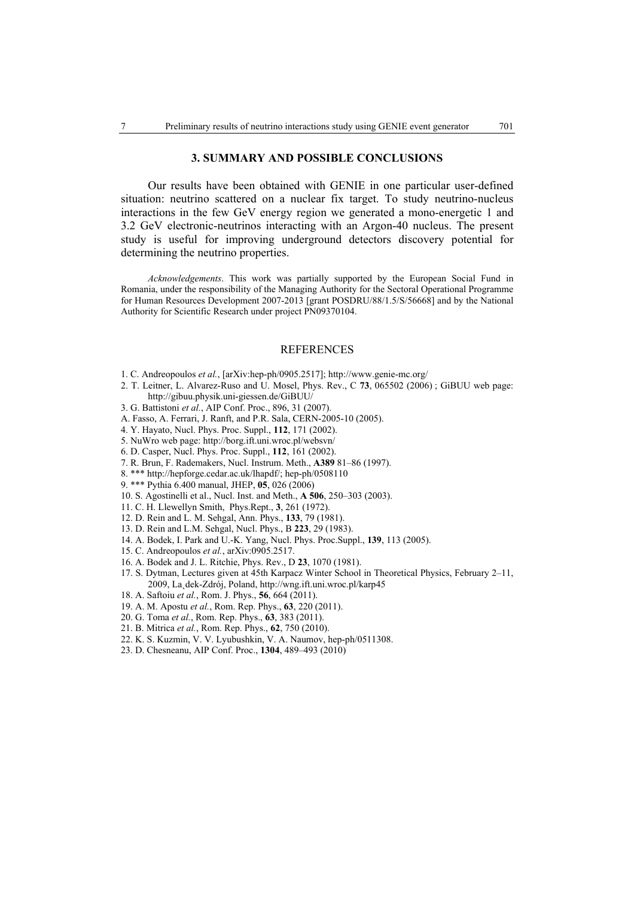## 3. SUMMARY AND POSSIBLE CONCLUSIONS

Our results have been obtained with GENIE in one particular user-defined situation: neutrino scattered on a nuclear fix target. To study neutrino-nucleus interactions in the few GeV energy region we generated a mono-energetic 1 and 3.2 GeV electronic-neutrinos interacting with an Argon-40 nucleus. The present study is useful for improving underground detectors discovery potential for determining the neutrino properties.

*Acknowledgements*. This work was partially supported by the European Social Fund in Romania, under the responsibility of the Managing Authority for the Sectoral Operational Programme for Human Resources Development 2007-2013 [grant POSDRU/88/1.5/S/56668] and by the National Authority for Scientific Research under project PN09370104.

## REFERENCES

1. C. Andreopoulos *et al.*, [arXiv:hep-ph/0905.2517]; http://www.genie-mc.org/
2. T. Leitner, L. Alvarez-Ruso and U. Mosel, Phys. Rev., C **73**, 065502 (2006) ; GiBUU web page: http://gibuu.physik.uni-giessen.de/GiBUU/
3. G. Battistoni *et al.*, AIP Conf. Proc., 896, 31 (2007).
A. Fasso, A. Ferrari, J. Ranft, and P.R. Sala, CERN-2005-10 (2005).
4. Y. Hayato, Nucl. Phys. Proc. Suppl., **112**, 171 (2002).
5. NuWro web page: http://borg.ift.uni.wroc.pl/websvn/
6. D. Casper, Nucl. Phys. Proc. Suppl., **112**, 161 (2002).
7. R. Brun, F. Rademakers, Nucl. Instrum. Meth., **A389** 81–86 (1997).
8. *** http://hepforge.cedar.ac.uk/lhapdf/; hep-ph/0508110
9. *** Pythia 6.400 manual, JHEP, **05**, 026 (2006)
10. S. Agostinelli et al., Nucl. Inst. and Meth., **A 506**, 250–303 (2003).
11. C. H. Llewellyn Smith, Phys.Rept., **3**, 261 (1972).
12. D. Rein and L. M. Sehgal, Ann. Phys., **133**, 79 (1981).
13. D. Rein and L.M. Sehgal, Nucl. Phys., B **223**, 29 (1983).
14. A. Bodek, I. Park and U.-K. Yang, Nucl. Phys. Proc.Suppl., **139**, 113 (2005).
15. C. Andreopoulos *et al.*, arXiv:0905.2517.
16. A. Bodek and J. L. Ritchie, Phys. Rev., D **23**, 1070 (1981).
17. S. Dytman, Lectures given at 45th Karpacz Winter School in Theoretical Physics, February 2–11, 2009, Lądek-Zdrój, Poland, http://wng.ift.uni.wroc.pl/karp45
18. A. Saftoiu *et al.*, Rom. J. Phys., **56**, 664 (2011).
19. A. M. Apostu *et al.*, Rom. Rep. Phys., **63**, 220 (2011).
20. G. Toma *et al.*, Rom. Rep. Phys., **63**, 383 (2011).
21. B. Mitrica *et al.*, Rom. Rep. Phys., **62**, 750 (2010).
22. K. S. Kuzmin, V. V. Lyubushkin, V. A. Naumov, hep-ph/0511308.
23. D. Chesneanu, AIP Conf. Proc., **1304**, 489–493 (2010)